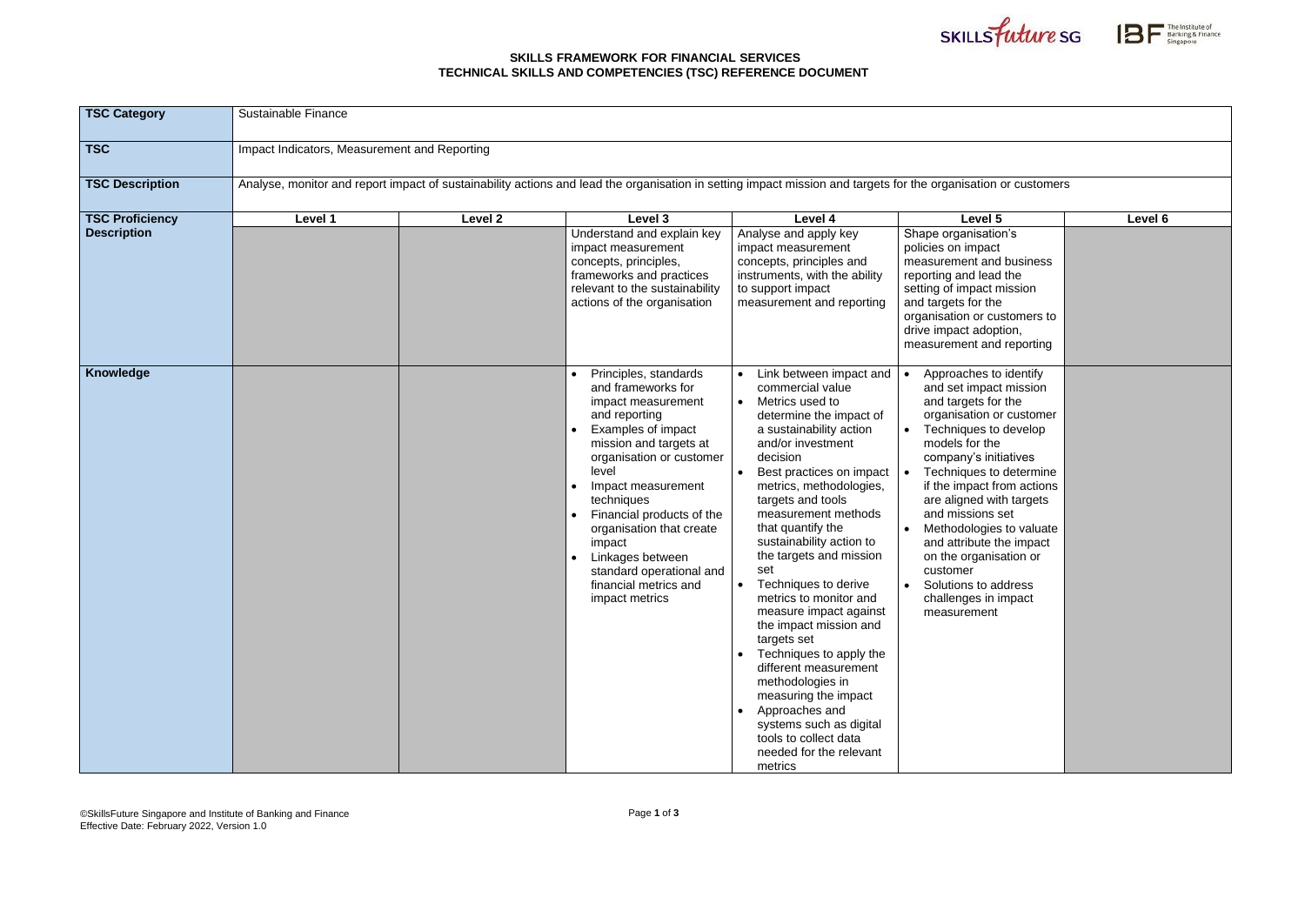**SKILLS FRAMEWORK FOR FINANCIAL SERVICES**
**TECHNICAL SKILLS AND COMPETENCIES (TSC) REFERENCE DOCUMENT**

| **TSC Category** | Sustainable Finance | | | | | |
|---|---|---|---|---|---|---|
| **TSC** | Impact Indicators, Measurement and Reporting | | | | | |
| **TSC Description** | Analyse, monitor and report impact of sustainability actions and lead the organisation in setting impact mission and targets for the organisation or customers | | | | | |
| **TSC Proficiency Description** | **Level 1** | **Level 2** | **Level 3** | **Level 4** | **Level 5** | **Level 6** |
| | | | Understand and explain key impact measurement concepts, principles, frameworks and practices relevant to the sustainability actions of the organisation | Analyse and apply key impact measurement concepts, principles and instruments, with the ability to support impact measurement and reporting | Shape organisation's policies on impact measurement and business reporting and lead the setting of impact mission and targets for the organisation or customers to drive impact adoption, measurement and reporting | |
| **Knowledge** | | | • Principles, standards and frameworks for impact measurement and reporting<br>• Examples of impact mission and targets at organisation or customer level<br>• Impact measurement techniques<br>• Financial products of the organisation that create impact<br>• Linkages between standard operational and financial metrics and impact metrics | • Link between impact and commercial value<br>• Metrics used to determine the impact of a sustainability action and/or investment decision<br>• Best practices on impact metrics, methodologies, targets and tools measurement methods that quantify the sustainability action to the targets and mission set<br>• Techniques to derive metrics to monitor and measure impact against the impact mission and targets set<br>• Techniques to apply the different measurement methodologies in measuring the impact<br>• Approaches and systems such as digital tools to collect data needed for the relevant metrics | • Approaches to identify and set impact mission and targets for the organisation or customer<br>• Techniques to develop models for the company's initiatives<br>• Techniques to determine if the impact from actions are aligned with targets and missions set<br>• Methodologies to valuate and attribute the impact on the organisation or customer<br>• Solutions to address challenges in impact measurement | |

©SkillsFuture Singapore and Institute of Banking and Finance
Effective Date: February 2022, Version 1.0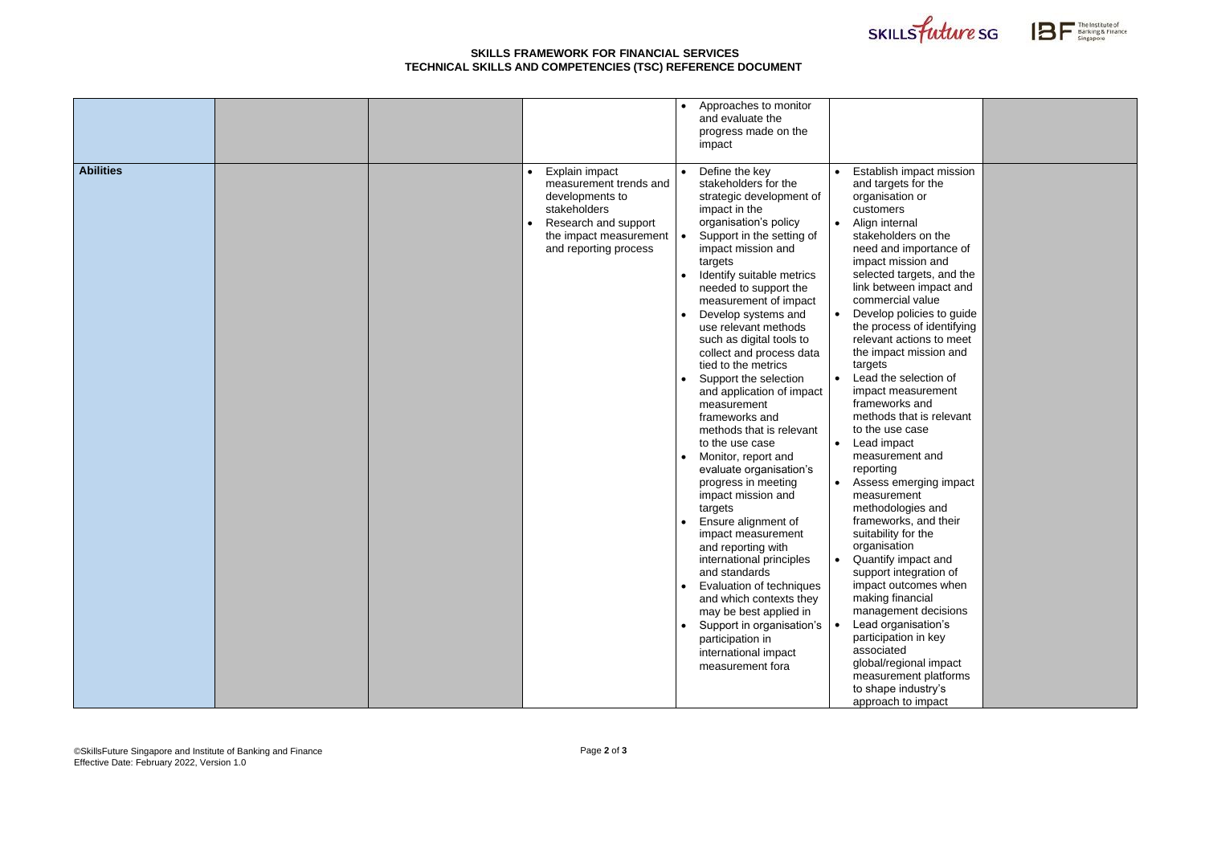| | | | | | | |
|---|---|---|---|---|---|---|
| | | | | • Approaches to monitor and evaluate the progress made on the impact | | |
| **Abilities** | | | • Explain impact measurement trends and developments to stakeholders<br>• Research and support the impact measurement and reporting process | • Define the key stakeholders for the strategic development of impact in the organisation's policy<br>• Support in the setting of impact mission and targets<br>• Identify suitable metrics needed to support the measurement of impact<br>• Develop systems and use relevant methods such as digital tools to collect and process data tied to the metrics<br>• Support the selection and application of impact measurement frameworks and methods that is relevant to the use case<br>• Monitor, report and evaluate organisation's progress in meeting impact mission and targets<br>• Ensure alignment of impact measurement and reporting with international principles and standards<br>• Evaluation of techniques and which contexts they may be best applied in<br>• Support in organisation's participation in international impact measurement fora | • Establish impact mission and targets for the organisation or customers<br>• Align internal stakeholders on the need and importance of impact mission and selected targets, and the link between impact and commercial value<br>• Develop policies to guide the process of identifying relevant actions to meet the impact mission and targets<br>• Lead the selection of impact measurement frameworks and methods that is relevant to the use case<br>• Lead impact measurement and reporting<br>• Assess emerging impact measurement methodologies and frameworks, and their suitability for the organisation<br>• Quantify impact and support integration of impact outcomes when making financial management decisions<br>• Lead organisation's participation in key associated global/regional impact measurement platforms to shape industry's approach to impact | |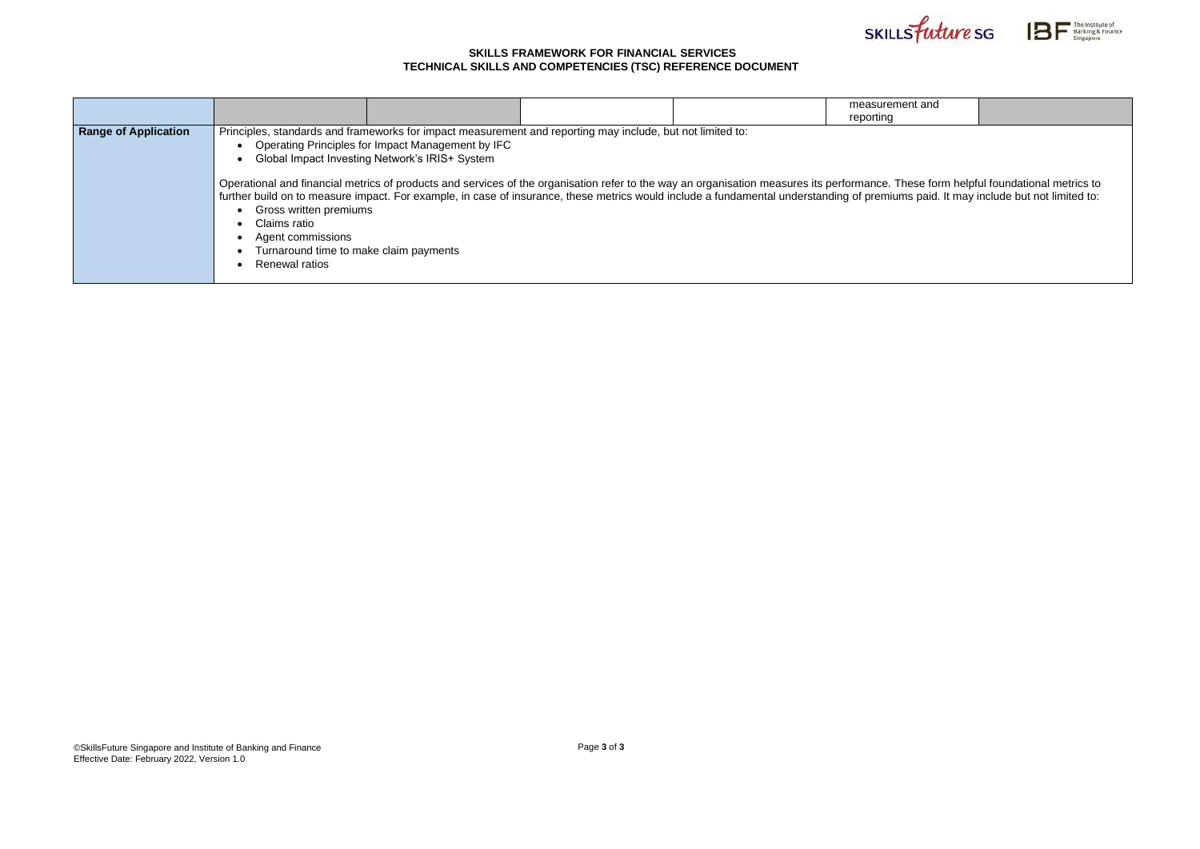# SKILLS FRAMEWORK FOR FINANCIAL SERVICES
## TECHNICAL SKILLS AND COMPETENCIES (TSC) REFERENCE DOCUMENT

| | | | | | | | |
|---|---|---|---|---|---|---|---|
| | | | | | | measurement and reporting | |
| **Range of Application** | Principles, standards and frameworks for impact measurement and reporting may include, but not limited to:<br>• Operating Principles for Impact Management by IFC<br>• Global Impact Investing Network's IRIS+ System<br><br>Operational and financial metrics of products and services of the organisation refer to the way an organisation measures its performance. These form helpful foundational metrics to further build on to measure impact. For example, in case of insurance, these metrics would include a fundamental understanding of premiums paid. It may include but not limited to:<br>• Gross written premiums<br>• Claims ratio<br>• Agent commissions<br>• Turnaround time to make claim payments<br>• Renewal ratios | | | | | | |

©SkillsFuture Singapore and Institute of Banking and Finance
Effective Date: February 2022, Version 1.0